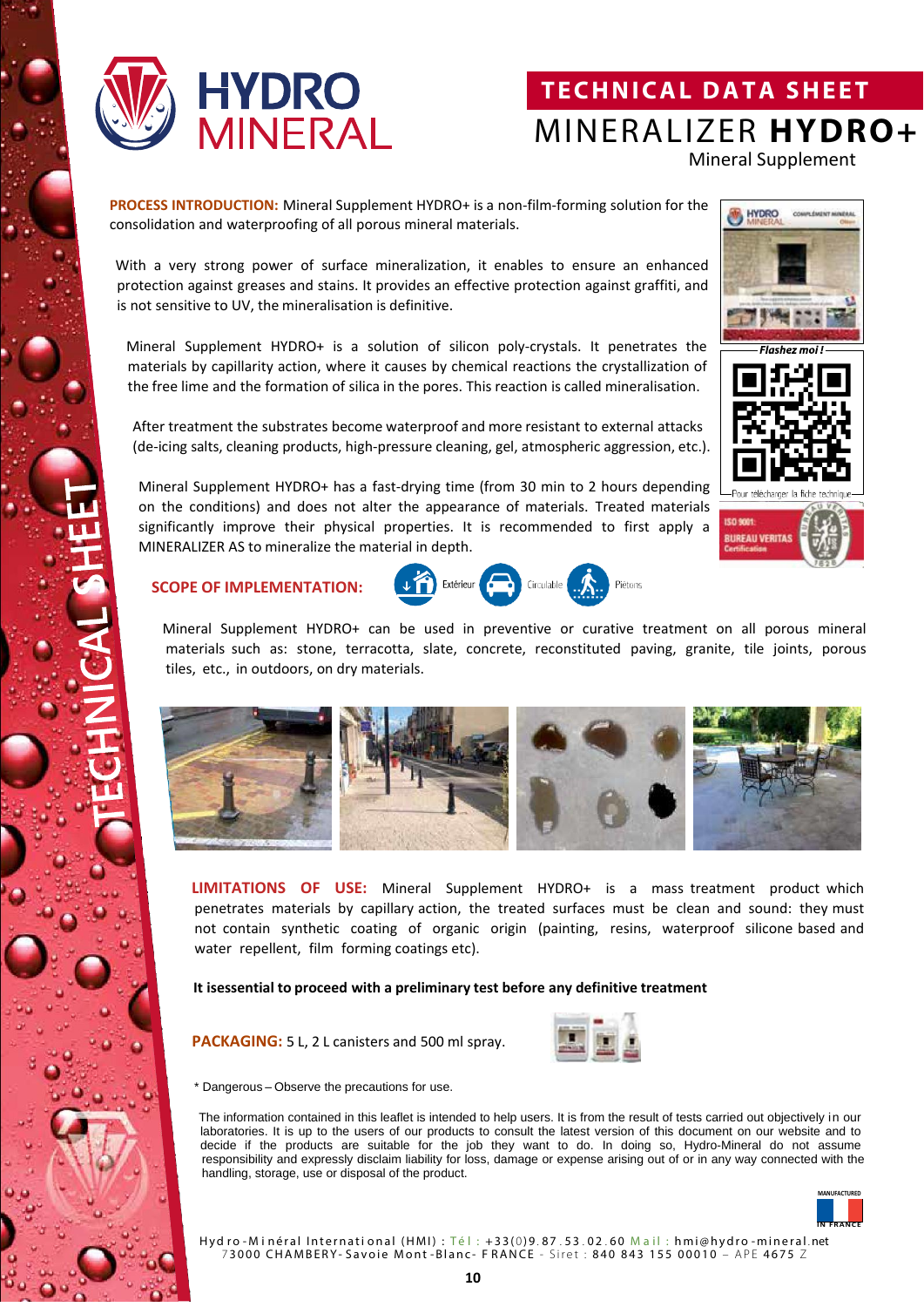# TECHNICAL DATA SHEET

## MINERALIZER **HYDRO+**

Mineral Supplement

**PROCESS INTRODUCTION:** Mineral Supplement HYDRO+ is a non-film-forming solution for the consolidation and waterproofing of all porous mineral materials.

With a very strong power of surface mineralization, it enables to ensure an enhanced protection against greases and stains. It provides an effective protection against graffiti, and is not sensitive to UV, the mineralisation is definitive.

Mineral Supplement HYDRO+ is a solution of silicon poly-crystals. It penetrates the materials by capillarity action, where it causes by chemical reactions the crystallization of the free lime and the formation of silica in the pores. This reaction is called mineralisation.

After treatment the substrates become waterproof and more resistant to external attacks (de-icing salts, cleaning products, high-pressure cleaning, gel, atmospheric aggression, etc.).

Mineral Supplement HYDRO+ has a fast-drying time (from 30 min to 2 hours depending on the conditions) and does not alter the appearance of materials. Treated materials significantly improve their physical properties. It is recommended to first apply a MINERALIZER AS to mineralize the material in depth.

*Flashez moi !*

Pour télécharger la fiche technique

**SCOPE OF IMPLEMENTATION:** Extérieur Circulable Piétons

Mineral Supplement HYDRO+ can be used in preventive or curative treatment on all porous mineral materials such as: stone, terracotta, slate, concrete, reconstituted paving, granite, tile joints, porous tiles, etc., in outdoors, on dry materials.

**LIMITATIONS OF USE:** Mineral Supplement HYDRO+ is a mass treatment product which penetrates materials by capillary action, the treated surfaces must be clean and sound: they must not contain synthetic coating of organic origin (painting, resins, waterproof silicone based and water repellent, film forming coatings etc).

**It isessential to proceed with a preliminary test before any definitive treatment**

**PACKAGING:** 5 L, 2 L canisters and 500 ml spray.

\* Dangerous – Observe the precautions for use.

The information contained in this leaflet is intended to help users. It is from the result of tests carried out objectively in our laboratories. It is up to the users of our products to consult the latest version of this document on our website and to decide if the products are suitable for the job they want to do. In doing so, Hydro-Mineral do not assume responsibility and expressly disclaim liability for loss, damage or expense arising out of or in any way connected with the handling, storage, use or disposal of the product.

Hydro-Minéral International (HMI) : Tél : +33(0)9.87.53.02.60 Mail : hmi@hydro-mineral.net
73000 CHAMBERY-Savoie Mont-Blanc- FRANCE - Siret : 840 843 155 00010 – APE 4675 Z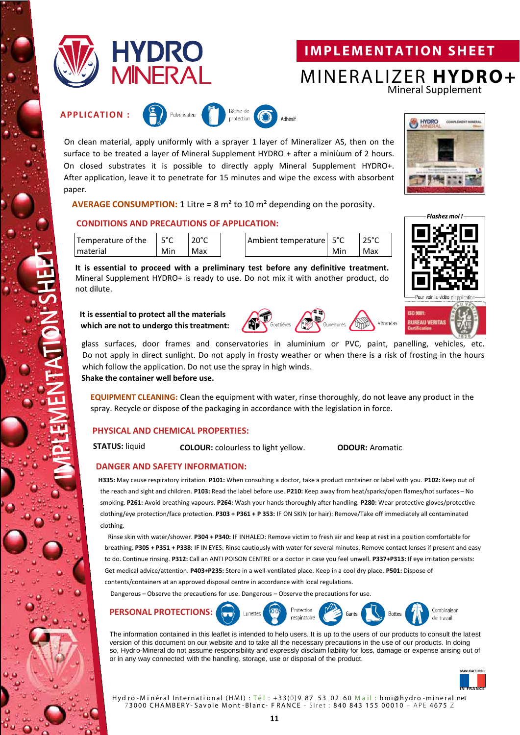# HYDRO MINERAL

## IMPLEMENTATION SHEET

# MINERALIZER **HYDRO+**

Mineral Supplement

**APPLICATION :** Pulvérisateur Bâche de protection Adhésif

On clean material, apply uniformly with a sprayer 1 layer of Mineralizer AS, then on the surface to be treated a layer of Mineral Supplement HYDRO + after a miniùum of 2 hours. On closed substrates it is possible to directly apply Mineral Supplement HYDRO+. After application, leave it to penetrate for 15 minutes and wipe the excess with absorbent paper.

**AVERAGE CONSUMPTION:** 1 Litre = 8 m² to 10 m² depending on the porosity.

**CONDITIONS AND PRECAUTIONS OF APPLICATION:**

| | | |
|---|---|---|
| Temperature of the material | 5°C Min | 20°C Max |

| | | |
|---|---|---|
| Ambient temperature | 5°C Min | 25°C Max |

Flashez moi !

Pour voir la vidéo d'application

**It is essential to proceed with a preliminary test before any definitive treatment.** Mineral Supplement HYDRO+ is ready to use. Do not mix it with another product, do not dilute.

**It is essential to protect all the materials which are not to undergo this treatment:** Gouttières Ouvertures Vérandas

glass surfaces, door frames and conservatories in aluminium or PVC, paint, panelling, vehicles, etc. Do not apply in direct sunlight. Do not apply in frosty weather or when there is a risk of frosting in the hours which follow the application. Do not use the spray in high winds.

**Shake the container well before use.**

**EQUIPMENT CLEANING:** Clean the equipment with water, rinse thoroughly, do not leave any product in the spray. Recycle or dispose of the packaging in accordance with the legislation in force.

**PHYSICAL AND CHEMICAL PROPERTIES:**

**STATUS:** liquid **COLOUR:** colourless to light yellow. **ODOUR:** Aromatic

**DANGER AND SAFETY INFORMATION:**

**H335:** May cause respiratory irritation. **P101:** When consulting a doctor, take a product container or label with you. **P102:** Keep out of the reach and sight and children. **P103:** Read the label before use. **P210:** Keep away from heat/sparks/open flames/hot surfaces – No smoking. **P261:** Avoid breathing vapours. **P264:** Wash your hands thoroughly after handling. **P280:** Wear protective gloves/protective clothing/eye protection/face protection. **P303 + P361 + P 353:** IF ON SKIN (or hair): Remove/Take off immediately all contaminated clothing.

Rinse skin with water/shower. **P304 + P340:** IF INHALED: Remove victim to fresh air and keep at rest in a position comfortable for breathing. **P305 + P351 + P338:** IF IN EYES: Rinse cautiously with water for several minutes. Remove contact lenses if present and easy to do. Continue rinsing. **P312:** Call an ANTI POISON CENTRE or a doctor in case you feel unwell. **P337+P313:** If eye irritation persists: Get medical advice/attention. **P403+P235:** Store in a well-ventilated place. Keep in a cool dry place. **P501:** Dispose of contents/containers at an approved disposal centre in accordance with local regulations.

Dangerous – Observe the precautions for use. Dangerous – Observe the precautions for use.

**PERSONAL PROTECTIONS:** Lunettes Protection respiratoire Gants Bottes Combinaison de travail

The information contained in this leaflet is intended to help users. It is up to the users of our products to consult the latest version of this document on our website and to take all the necessary precautions in the use of our products. In doing so, Hydro-Mineral do not assume responsibility and expressly disclaim liability for loss, damage or expense arising out of or in any way connected with the handling, storage, use or disposal of the product.

Hydro-Minéral International (HMI) : Tél : +33(0)9.87.53.02.60 Mail : hmi@hydro-mineral.net
73000 CHAMBERY-Savoie Mont-Blanc- FRANCE - Siret : 840 843 155 00010 – APE 4675 Z